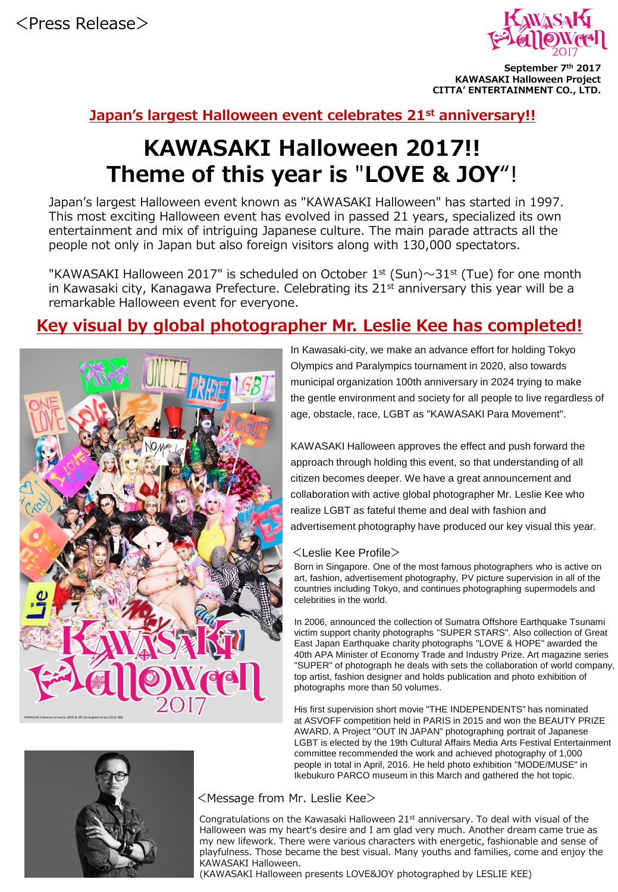<Press Release>

**September 7th 2017**
**KAWASAKI Halloween Project**
**CITTA' ENTERTAINMENT CO., LTD.**

**Japan's largest Halloween event celebrates 21st anniversary!!**

# KAWASAKI Halloween 2017!! Theme of this year is "LOVE & JOY"!

Japan's largest Halloween event known as "KAWASAKI Halloween" has started in 1997. This most exciting Halloween event has evolved in passed 21 years, specialized its own entertainment and mix of intriguing Japanese culture. The main parade attracts all the people not only in Japan but also foreign visitors along with 130,000 spectators.

"KAWASAKI Halloween 2017" is scheduled on October 1st (Sun)～31st (Tue) for one month in Kawasaki city, Kanagawa Prefecture. Celebrating its 21st anniversary this year will be a remarkable Halloween event for everyone.

## Key visual by global photographer Mr. Leslie Kee has completed!

In Kawasaki-city, we make an advance effort for holding Tokyo Olympics and Paralympics tournament in 2020, also towards municipal organization 100th anniversary in 2024 trying to make the gentle environment and society for all people to live regardless of age, obstacle, race, LGBT as "KAWASAKI Para Movement".

KAWASAKI Halloween approves the effect and push forward the approach through holding this event, so that understanding of all citizen becomes deeper. We have a great announcement and collaboration with active global photographer Mr. Leslie Kee who realize LGBT as fateful theme and deal with fashion and advertisement photography have produced our key visual this year.

### <Leslie Kee Profile>

Born in Singapore. One of the most famous photographers who is active on art, fashion, advertisement photography, PV picture supervision in all of the countries including Tokyo, and continues photographing supermodels and celebrities in the world.

In 2006, announced the collection of Sumatra Offshore Earthquake Tsunami victim support charity photographs "SUPER STARS". Also collection of Great East Japan Earthquake charity photographs "LOVE & HOPE" awarded the 40th APA Minister of Economy Trade and Industry Prize. Art magazine series "SUPER" of photograph he deals with sets the collaboration of world company, top artist, fashion designer and holds publication and photo exhibition of photographs more than 50 volumes.

His first supervision short movie "THE INDEPENDENTS" has nominated at ASVOFF competition held in PARIS in 2015 and won the BEAUTY PRIZE AWARD. A Project "OUT IN JAPAN" photographing portrait of Japanese LGBT is elected by the 19th Cultural Affairs Media Arts Festival Entertainment committee recommended the work and achieved photography of 1,000 people in total in April, 2016. He held photo exhibition "MODE/MUSE" in Ikebukuro PARCO museum in this March and gathered the hot topic.

### <Message from Mr. Leslie Kee>

Congratulations on the Kawasaki Halloween 21st anniversary. To deal with visual of the Halloween was my heart's desire and I am glad very much. Another dream came true as my new lifework. There were various characters with energetic, fashionable and sense of playfulness. Those became the best visual. Many youths and families, come and enjoy the KAWASAKI Halloween.
(KAWASAKI Halloween presents LOVE&JOY photographed by LESLIE KEE)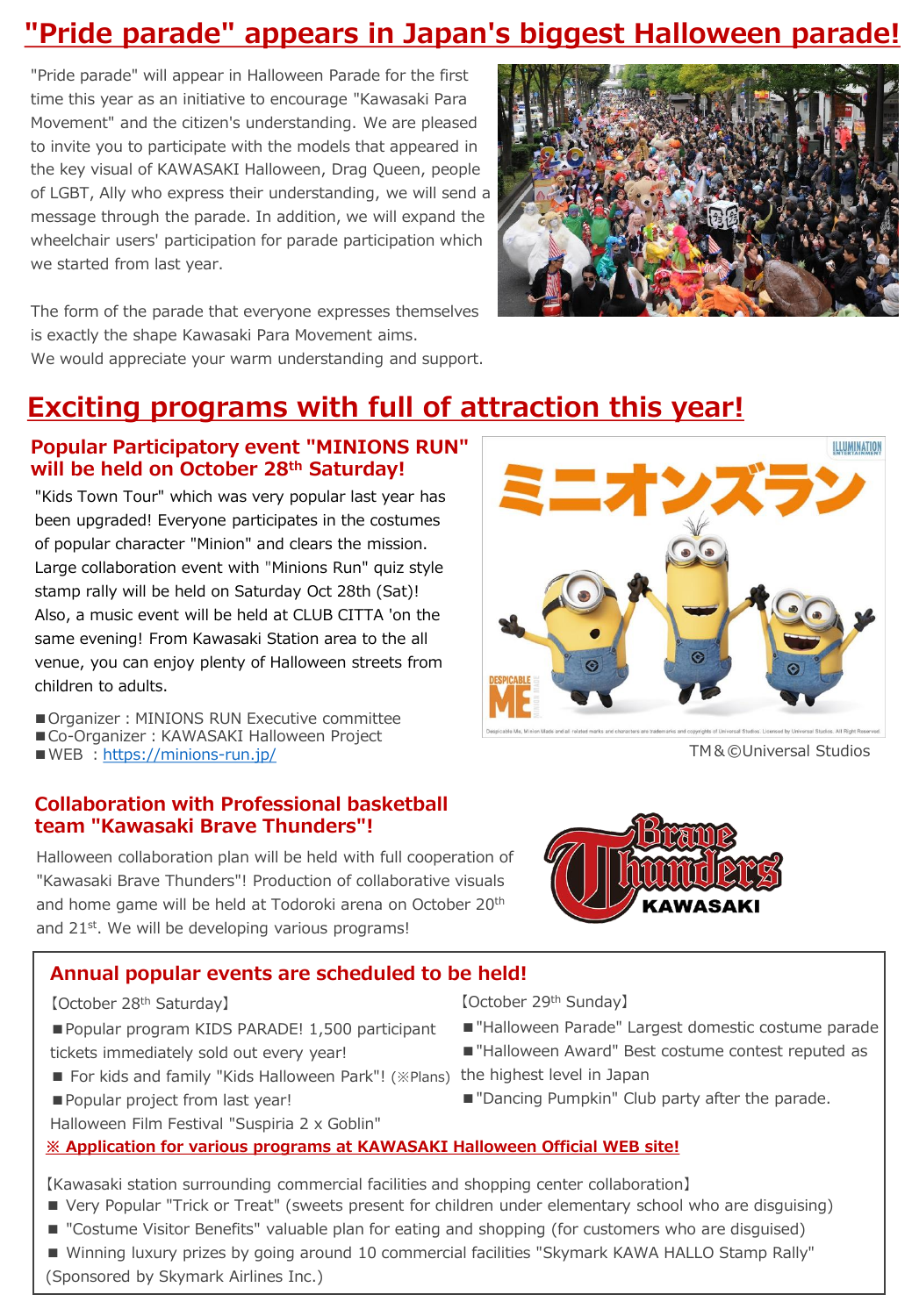# "Pride parade" appears in Japan's biggest Halloween parade!

"Pride parade" will appear in Halloween Parade for the first time this year as an initiative to encourage "Kawasaki Para Movement" and the citizen's understanding. We are pleased to invite you to participate with the models that appeared in the key visual of KAWASAKI Halloween, Drag Queen, people of LGBT, Ally who express their understanding, we will send a message through the parade. In addition, we will expand the wheelchair users' participation for parade participation which we started from last year.

The form of the parade that everyone expresses themselves is exactly the shape Kawasaki Para Movement aims.
We would appreciate your warm understanding and support.

# Exciting programs with full of attraction this year!

## Popular Participatory event "MINIONS RUN" will be held on October 28th Saturday!

"Kids Town Tour" which was very popular last year has been upgraded! Everyone participates in the costumes of popular character "Minion" and clears the mission. Large collaboration event with "Minions Run" quiz style stamp rally will be held on Saturday Oct 28th (Sat)! Also, a music event will be held at CLUB CITTA 'on the same evening! From Kawasaki Station area to the all venue, you can enjoy plenty of Halloween streets from children to adults.

■Organizer : MINIONS RUN Executive committee
■Co-Organizer : KAWASAKI Halloween Project
■WEB : https://minions-run.jp/

TM&©Universal Studios

## Collaboration with Professional basketball team "Kawasaki Brave Thunders"!

Halloween collaboration plan will be held with full cooperation of "Kawasaki Brave Thunders"! Production of collaborative visuals and home game will be held at Todoroki arena on October 20th and 21st. We will be developing various programs!

## Annual popular events are scheduled to be held!

【October 28th Saturday】

■Popular program KIDS PARADE! 1,500 participant tickets immediately sold out every year!
■ For kids and family "Kids Halloween Park"! (※Plans)
■Popular project from last year!
Halloween Film Festival "Suspiria 2 x Goblin"

【October 29th Sunday】

■"Halloween Parade" Largest domestic costume parade
■"Halloween Award" Best costume contest reputed as the highest level in Japan
■"Dancing Pumpkin" Club party after the parade.

**※ Application for various programs at KAWASAKI Halloween Official WEB site!**

【Kawasaki station surrounding commercial facilities and shopping center collaboration】
■ Very Popular "Trick or Treat" (sweets present for children under elementary school who are disguising)
■ "Costume Visitor Benefits" valuable plan for eating and shopping (for customers who are disguised)
■ Winning luxury prizes by going around 10 commercial facilities "Skymark KAWA HALLO Stamp Rally" (Sponsored by Skymark Airlines Inc.)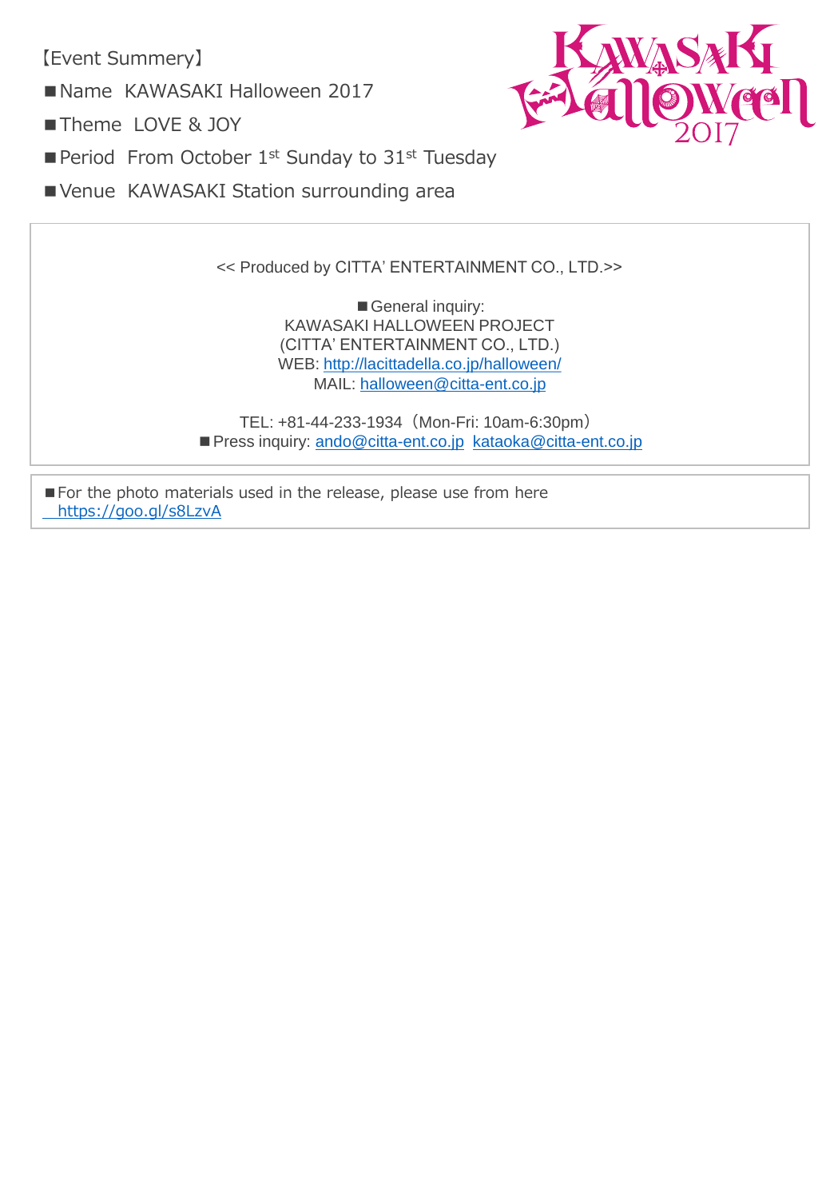【Event Summery】

■Name KAWASAKI Halloween 2017

■Theme LOVE & JOY

■Period From October 1st Sunday to 31st Tuesday

■Venue KAWASAKI Station surrounding area

<< Produced by CITTA' ENTERTAINMENT CO., LTD.>>

■General inquiry:
KAWASAKI HALLOWEEN PROJECT
(CITTA' ENTERTAINMENT CO., LTD.)
WEB: http://lacittadella.co.jp/halloween/
MAIL: halloween@citta-ent.co.jp

TEL: +81-44-233-1934（Mon-Fri: 10am-6:30pm）
■Press inquiry: ando@citta-ent.co.jp kataoka@citta-ent.co.jp

■For the photo materials used in the release, please use from here
https://goo.gl/s8LzvA